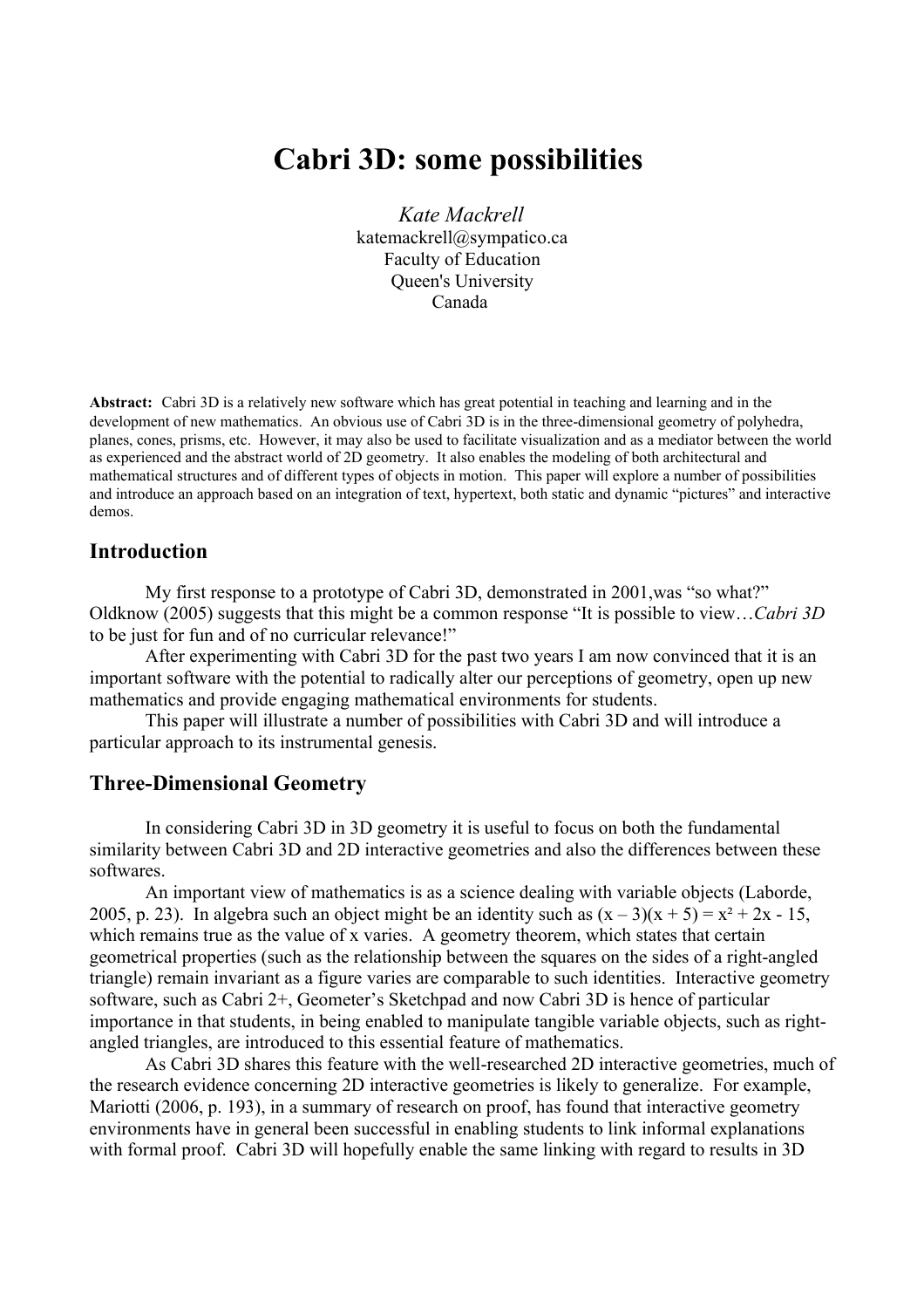# Cabri 3D: some possibilities

*Kate Mackrell*
katemackrell@sympatico.ca
Faculty of Education
Queen's University
Canada

**Abstract:** Cabri 3D is a relatively new software which has great potential in teaching and learning and in the development of new mathematics. An obvious use of Cabri 3D is in the three-dimensional geometry of polyhedra, planes, cones, prisms, etc. However, it may also be used to facilitate visualization and as a mediator between the world as experienced and the abstract world of 2D geometry. It also enables the modeling of both architectural and mathematical structures and of different types of objects in motion. This paper will explore a number of possibilities and introduce an approach based on an integration of text, hypertext, both static and dynamic "pictures" and interactive demos.

## Introduction

My first response to a prototype of Cabri 3D, demonstrated in 2001,was "so what?" Oldknow (2005) suggests that this might be a common response "It is possible to view…*Cabri 3D* to be just for fun and of no curricular relevance!"

After experimenting with Cabri 3D for the past two years I am now convinced that it is an important software with the potential to radically alter our perceptions of geometry, open up new mathematics and provide engaging mathematical environments for students.

This paper will illustrate a number of possibilities with Cabri 3D and will introduce a particular approach to its instrumental genesis.

## Three-Dimensional Geometry

In considering Cabri 3D in 3D geometry it is useful to focus on both the fundamental similarity between Cabri 3D and 2D interactive geometries and also the differences between these softwares.

An important view of mathematics is as a science dealing with variable objects (Laborde, 2005, p. 23). In algebra such an object might be an identity such as $(x - 3)(x + 5) = x^2 + 2x - 15$, which remains true as the value of x varies. A geometry theorem, which states that certain geometrical properties (such as the relationship between the squares on the sides of a right-angled triangle) remain invariant as a figure varies are comparable to such identities. Interactive geometry software, such as Cabri 2+, Geometer's Sketchpad and now Cabri 3D is hence of particular importance in that students, in being enabled to manipulate tangible variable objects, such as right-angled triangles, are introduced to this essential feature of mathematics.

As Cabri 3D shares this feature with the well-researched 2D interactive geometries, much of the research evidence concerning 2D interactive geometries is likely to generalize. For example, Mariotti (2006, p. 193), in a summary of research on proof, has found that interactive geometry environments have in general been successful in enabling students to link informal explanations with formal proof. Cabri 3D will hopefully enable the same linking with regard to results in 3D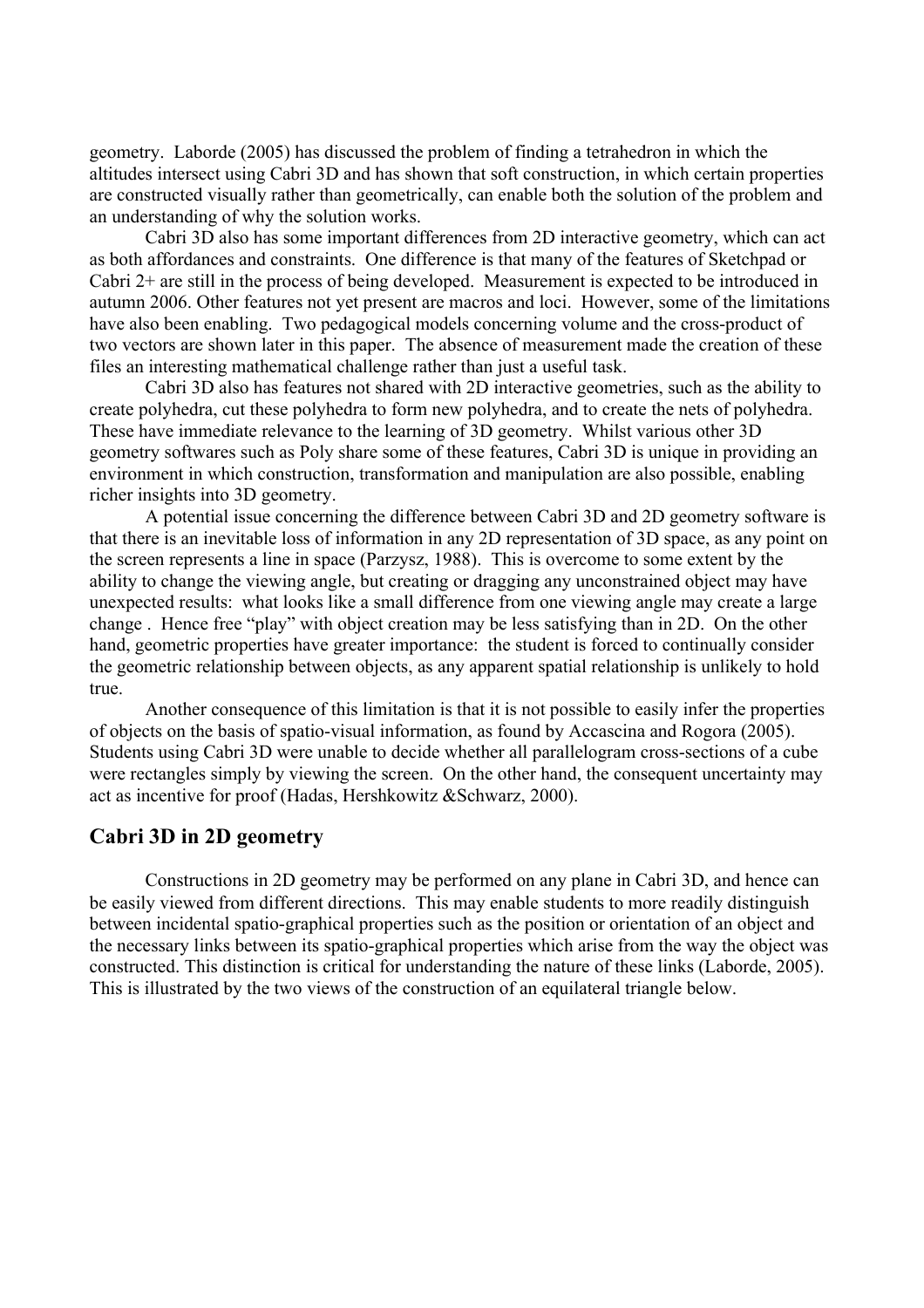geometry. Laborde (2005) has discussed the problem of finding a tetrahedron in which the altitudes intersect using Cabri 3D and has shown that soft construction, in which certain properties are constructed visually rather than geometrically, can enable both the solution of the problem and an understanding of why the solution works.

Cabri 3D also has some important differences from 2D interactive geometry, which can act as both affordances and constraints. One difference is that many of the features of Sketchpad or Cabri 2+ are still in the process of being developed. Measurement is expected to be introduced in autumn 2006. Other features not yet present are macros and loci. However, some of the limitations have also been enabling. Two pedagogical models concerning volume and the cross-product of two vectors are shown later in this paper. The absence of measurement made the creation of these files an interesting mathematical challenge rather than just a useful task.

Cabri 3D also has features not shared with 2D interactive geometries, such as the ability to create polyhedra, cut these polyhedra to form new polyhedra, and to create the nets of polyhedra. These have immediate relevance to the learning of 3D geometry. Whilst various other 3D geometry softwares such as Poly share some of these features, Cabri 3D is unique in providing an environment in which construction, transformation and manipulation are also possible, enabling richer insights into 3D geometry.

A potential issue concerning the difference between Cabri 3D and 2D geometry software is that there is an inevitable loss of information in any 2D representation of 3D space, as any point on the screen represents a line in space (Parzysz, 1988). This is overcome to some extent by the ability to change the viewing angle, but creating or dragging any unconstrained object may have unexpected results: what looks like a small difference from one viewing angle may create a large change . Hence free "play" with object creation may be less satisfying than in 2D. On the other hand, geometric properties have greater importance: the student is forced to continually consider the geometric relationship between objects, as any apparent spatial relationship is unlikely to hold true.

Another consequence of this limitation is that it is not possible to easily infer the properties of objects on the basis of spatio-visual information, as found by Accascina and Rogora (2005). Students using Cabri 3D were unable to decide whether all parallelogram cross-sections of a cube were rectangles simply by viewing the screen. On the other hand, the consequent uncertainty may act as incentive for proof (Hadas, Hershkowitz &Schwarz, 2000).

## Cabri 3D in 2D geometry

Constructions in 2D geometry may be performed on any plane in Cabri 3D, and hence can be easily viewed from different directions. This may enable students to more readily distinguish between incidental spatio-graphical properties such as the position or orientation of an object and the necessary links between its spatio-graphical properties which arise from the way the object was constructed. This distinction is critical for understanding the nature of these links (Laborde, 2005). This is illustrated by the two views of the construction of an equilateral triangle below.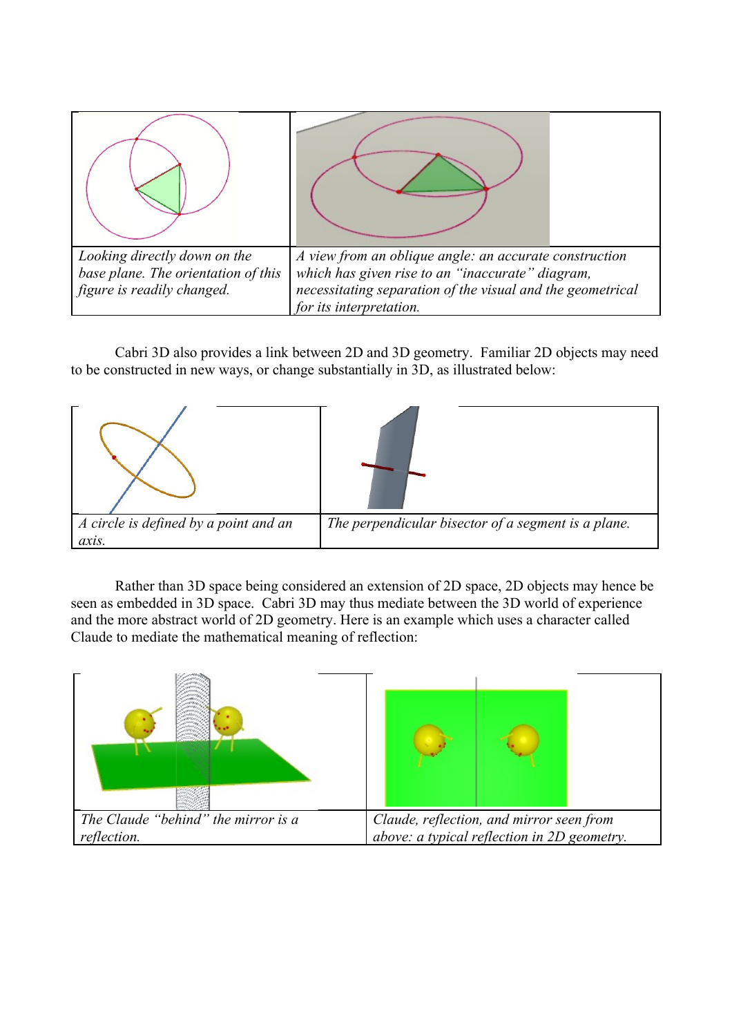| Looking directly down on the base plane. The orientation of this figure is readily changed. | A view from an oblique angle: an accurate construction which has given rise to an "inaccurate" diagram, necessitating separation of the visual and the geometrical for its interpretation. |
|---|---|

Cabri 3D also provides a link between 2D and 3D geometry. Familiar 2D objects may need to be constructed in new ways, or change substantially in 3D, as illustrated below:

| *A circle is defined by a point and an axis.* | *The perpendicular bisector of a segment is a plane.* |
|---|---|

Rather than 3D space being considered an extension of 2D space, 2D objects may hence be seen as embedded in 3D space. Cabri 3D may thus mediate between the 3D world of experience and the more abstract world of 2D geometry. Here is an example which uses a character called Claude to mediate the mathematical meaning of reflection:

| *The Claude "behind" the mirror is a reflection.* | *Claude, reflection, and mirror seen from above: a typical reflection in 2D geometry.* |
|---|---|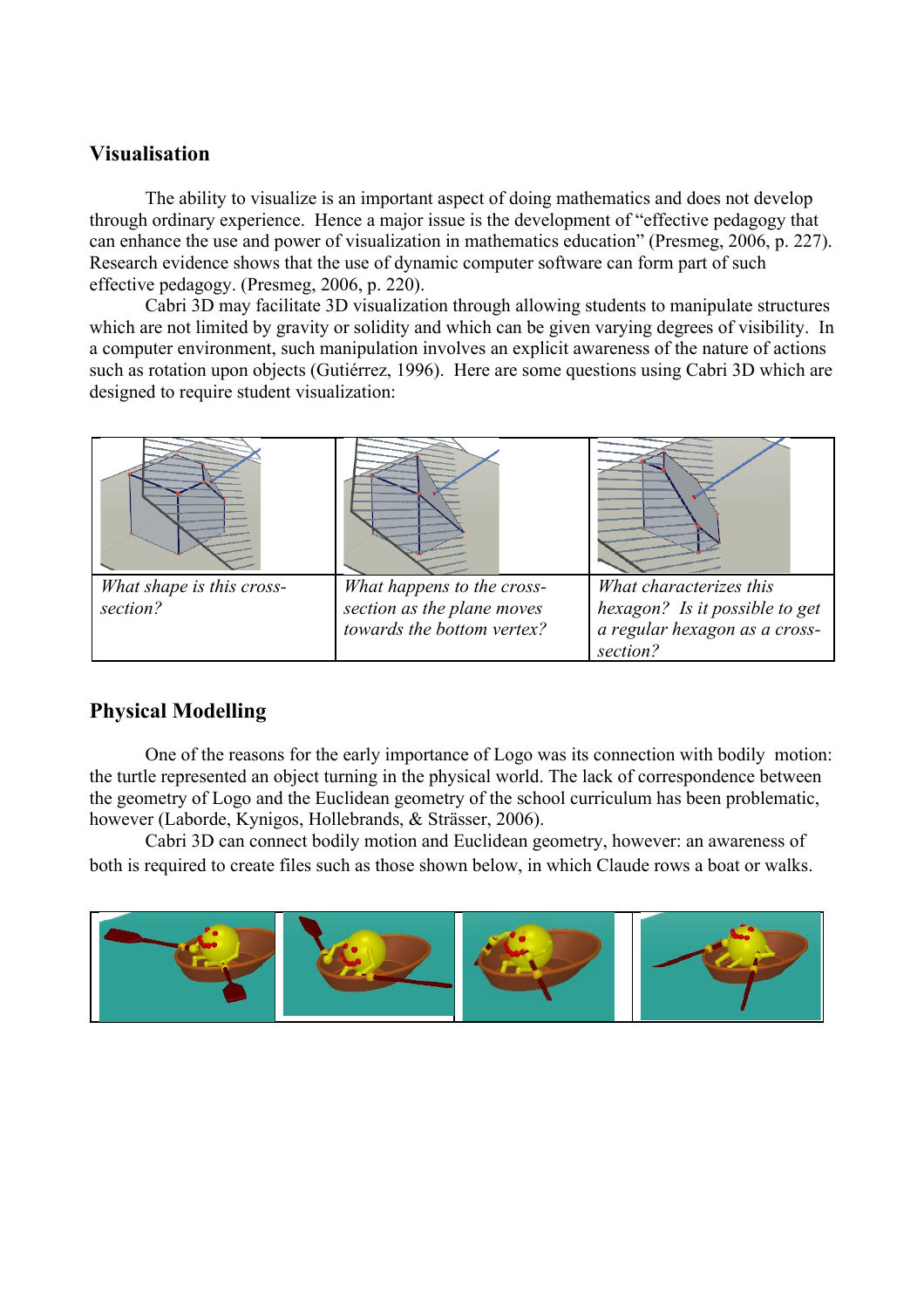## Visualisation

The ability to visualize is an important aspect of doing mathematics and does not develop through ordinary experience. Hence a major issue is the development of "effective pedagogy that can enhance the use and power of visualization in mathematics education" (Presmeg, 2006, p. 227). Research evidence shows that the use of dynamic computer software can form part of such effective pedagogy. (Presmeg, 2006, p. 220).

Cabri 3D may facilitate 3D visualization through allowing students to manipulate structures which are not limited by gravity or solidity and which can be given varying degrees of visibility. In a computer environment, such manipulation involves an explicit awareness of the nature of actions such as rotation upon objects (Gutiérrez, 1996). Here are some questions using Cabri 3D which are designed to require student visualization:

| | | |
|---|---|---|
| *What shape is this cross-section?* | *What happens to the cross-section as the plane moves towards the bottom vertex?* | *What characterizes this hexagon? Is it possible to get a regular hexagon as a cross-section?* |

## Physical Modelling

One of the reasons for the early importance of Logo was its connection with bodily motion: the turtle represented an object turning in the physical world. The lack of correspondence between the geometry of Logo and the Euclidean geometry of the school curriculum has been problematic, however (Laborde, Kynigos, Hollebrands, & Strässer, 2006).

Cabri 3D can connect bodily motion and Euclidean geometry, however: an awareness of both is required to create files such as those shown below, in which Claude rows a boat or walks.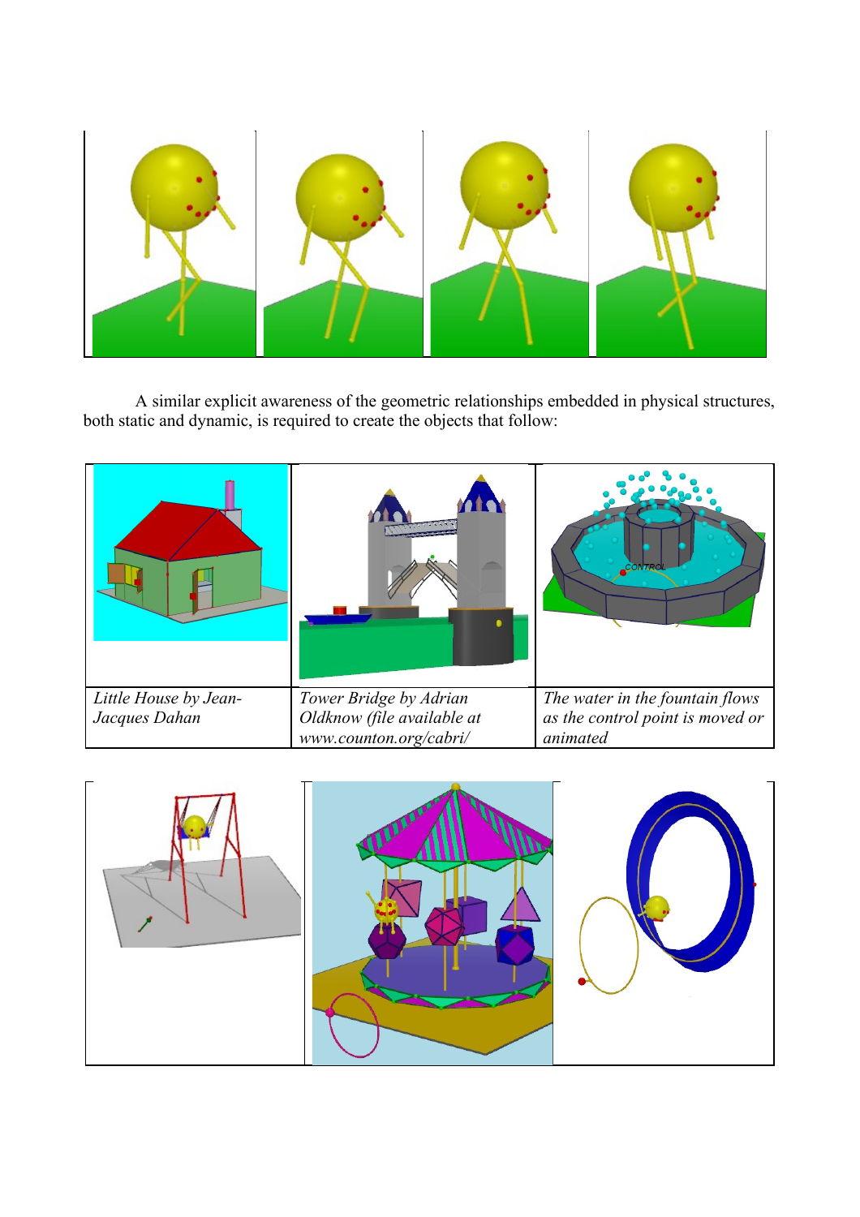A similar explicit awareness of the geometric relationships embedded in physical structures, both static and dynamic, is required to create the objects that follow:

| *Little House by Jean-Jacques Dahan* | *Tower Bridge by Adrian Oldknow (file available at www.counton.org/cabri/* | *The water in the fountain flows as the control point is moved or animated* |
| --- | --- | --- |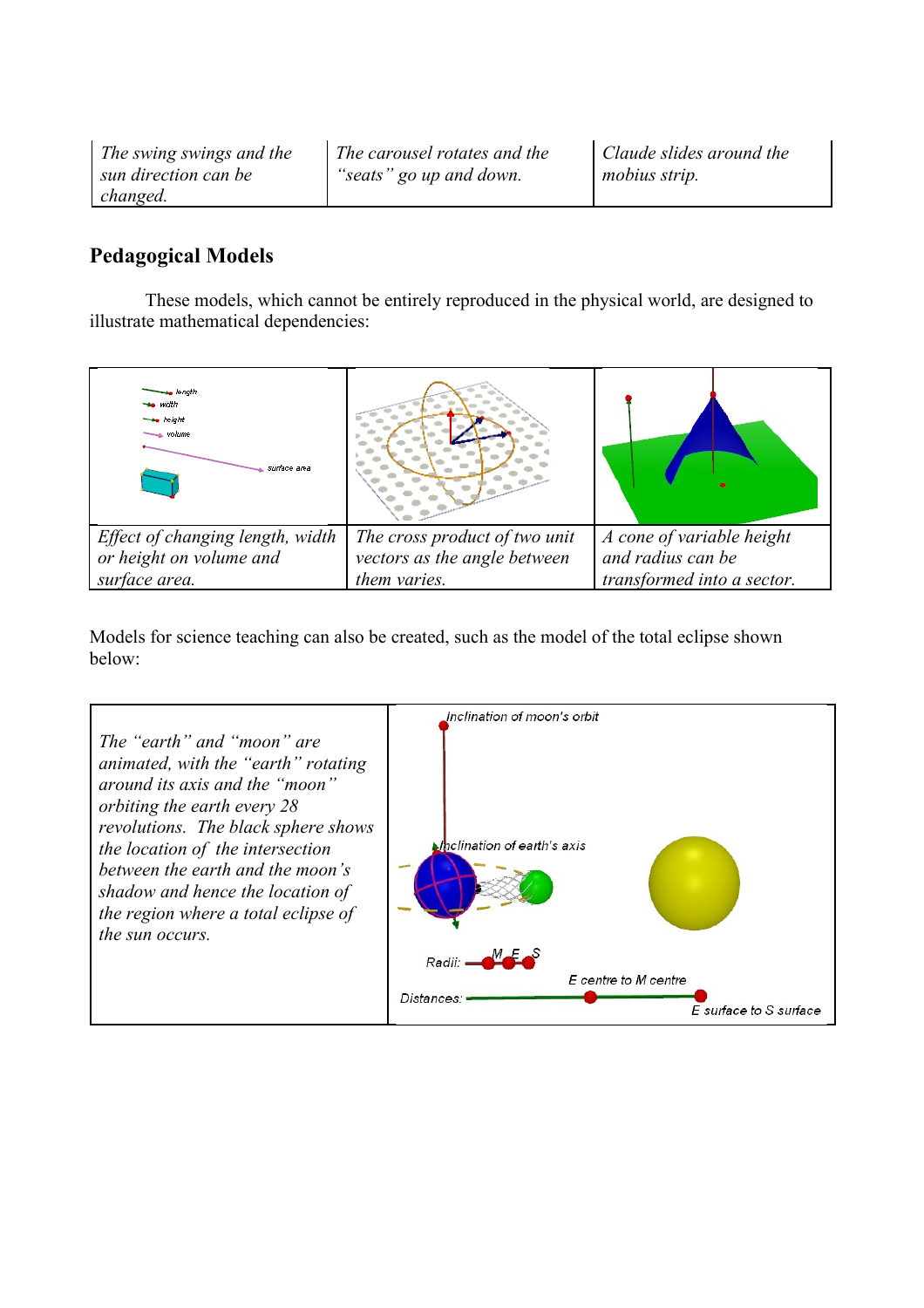| The swing swings and the sun direction can be changed. | The carousel rotates and the "seats" go up and down. | Claude slides around the mobius strip. |
|---|---|---|

## Pedagogical Models

These models, which cannot be entirely reproduced in the physical world, are designed to illustrate mathematical dependencies:

| | | |
|---|---|---|
| *Effect of changing length, width or height on volume and surface area.* | *The cross product of two unit vectors as the angle between them varies.* | *A cone of variable height and radius can be transformed into a sector.* |

Models for science teaching can also be created, such as the model of the total eclipse shown below:

| | |
|---|---|
| *The "earth" and "moon" are animated, with the "earth" rotating around its axis and the "moon" orbiting the earth every 28 revolutions. The black sphere shows the location of the intersection between the earth and the moon's shadow and hence the location of the region where a total eclipse of the sun occurs.* | |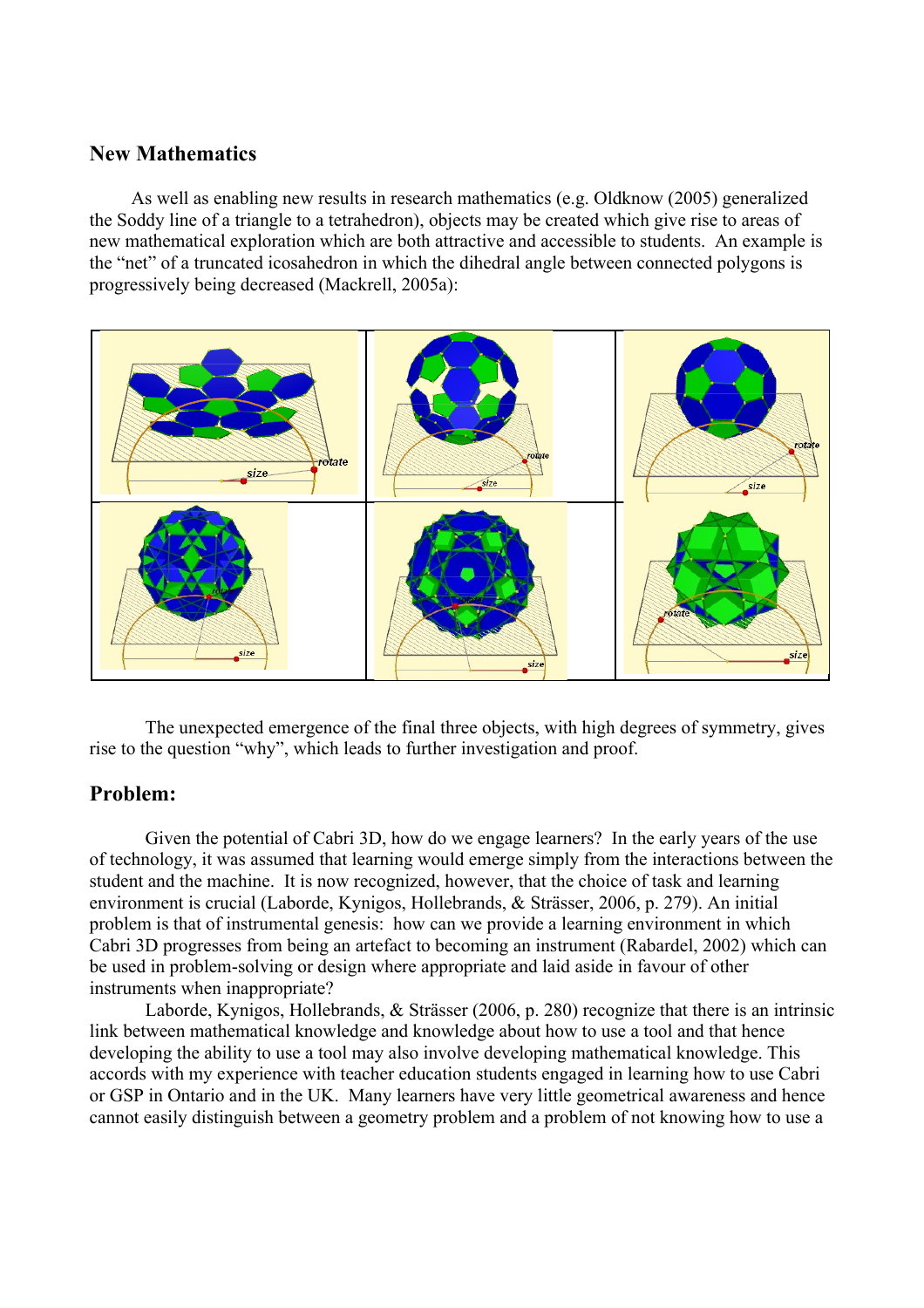## New Mathematics

As well as enabling new results in research mathematics (e.g. Oldknow (2005) generalized the Soddy line of a triangle to a tetrahedron), objects may be created which give rise to areas of new mathematical exploration which are both attractive and accessible to students. An example is the "net" of a truncated icosahedron in which the dihedral angle between connected polygons is progressively being decreased (Mackrell, 2005a):

The unexpected emergence of the final three objects, with high degrees of symmetry, gives rise to the question "why", which leads to further investigation and proof.

## Problem:

Given the potential of Cabri 3D, how do we engage learners? In the early years of the use of technology, it was assumed that learning would emerge simply from the interactions between the student and the machine. It is now recognized, however, that the choice of task and learning environment is crucial (Laborde, Kynigos, Hollebrands, & Strässer, 2006, p. 279). An initial problem is that of instrumental genesis: how can we provide a learning environment in which Cabri 3D progresses from being an artefact to becoming an instrument (Rabardel, 2002) which can be used in problem-solving or design where appropriate and laid aside in favour of other instruments when inappropriate?

Laborde, Kynigos, Hollebrands, & Strässer (2006, p. 280) recognize that there is an intrinsic link between mathematical knowledge and knowledge about how to use a tool and that hence developing the ability to use a tool may also involve developing mathematical knowledge. This accords with my experience with teacher education students engaged in learning how to use Cabri or GSP in Ontario and in the UK. Many learners have very little geometrical awareness and hence cannot easily distinguish between a geometry problem and a problem of not knowing how to use a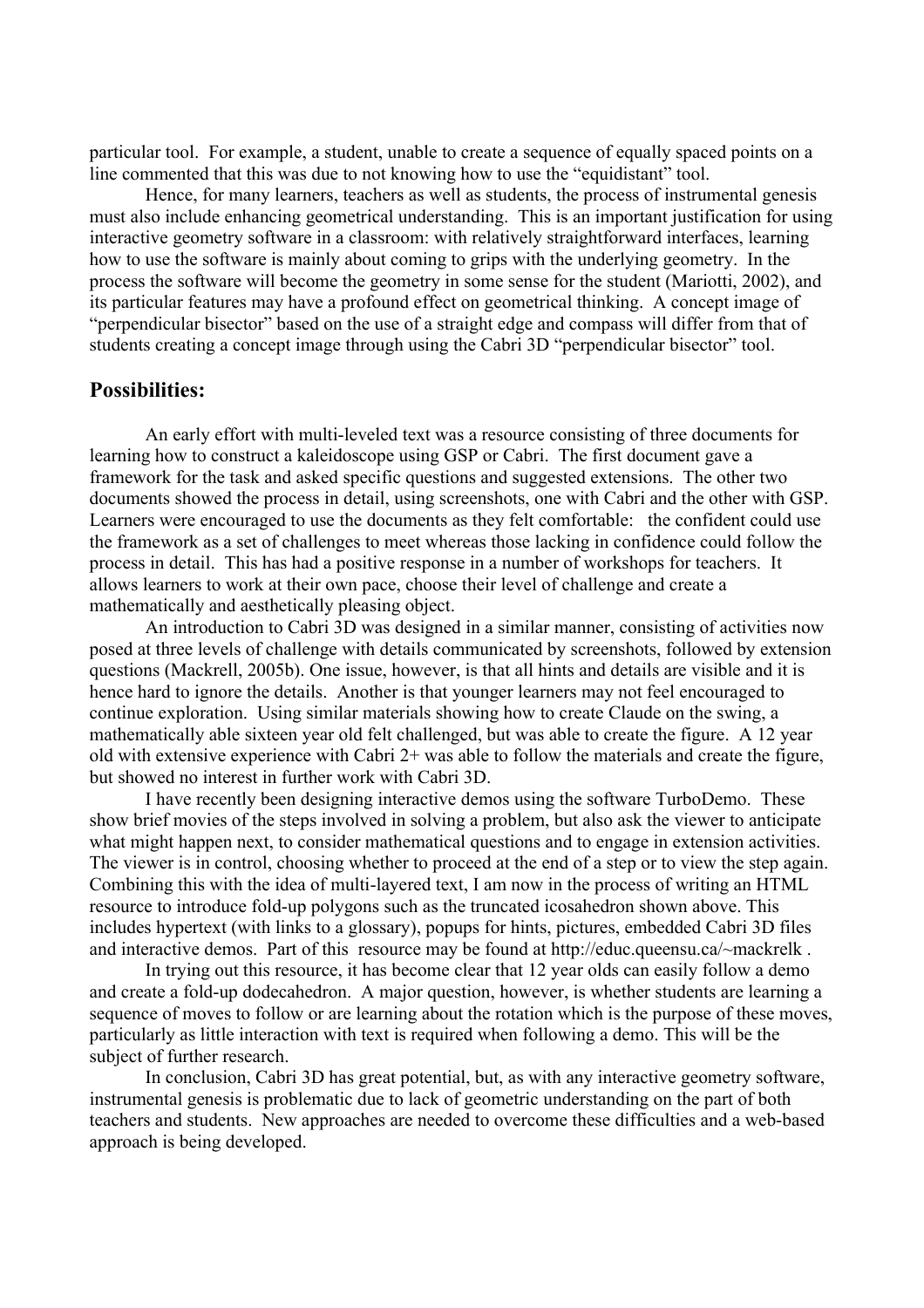particular tool. For example, a student, unable to create a sequence of equally spaced points on a line commented that this was due to not knowing how to use the "equidistant" tool.

Hence, for many learners, teachers as well as students, the process of instrumental genesis must also include enhancing geometrical understanding. This is an important justification for using interactive geometry software in a classroom: with relatively straightforward interfaces, learning how to use the software is mainly about coming to grips with the underlying geometry. In the process the software will become the geometry in some sense for the student (Mariotti, 2002), and its particular features may have a profound effect on geometrical thinking. A concept image of "perpendicular bisector" based on the use of a straight edge and compass will differ from that of students creating a concept image through using the Cabri 3D "perpendicular bisector" tool.

## Possibilities:

An early effort with multi-leveled text was a resource consisting of three documents for learning how to construct a kaleidoscope using GSP or Cabri. The first document gave a framework for the task and asked specific questions and suggested extensions. The other two documents showed the process in detail, using screenshots, one with Cabri and the other with GSP. Learners were encouraged to use the documents as they felt comfortable: the confident could use the framework as a set of challenges to meet whereas those lacking in confidence could follow the process in detail. This has had a positive response in a number of workshops for teachers. It allows learners to work at their own pace, choose their level of challenge and create a mathematically and aesthetically pleasing object.

An introduction to Cabri 3D was designed in a similar manner, consisting of activities now posed at three levels of challenge with details communicated by screenshots, followed by extension questions (Mackrell, 2005b). One issue, however, is that all hints and details are visible and it is hence hard to ignore the details. Another is that younger learners may not feel encouraged to continue exploration. Using similar materials showing how to create Claude on the swing, a mathematically able sixteen year old felt challenged, but was able to create the figure. A 12 year old with extensive experience with Cabri 2+ was able to follow the materials and create the figure, but showed no interest in further work with Cabri 3D.

I have recently been designing interactive demos using the software TurboDemo. These show brief movies of the steps involved in solving a problem, but also ask the viewer to anticipate what might happen next, to consider mathematical questions and to engage in extension activities. The viewer is in control, choosing whether to proceed at the end of a step or to view the step again. Combining this with the idea of multi-layered text, I am now in the process of writing an HTML resource to introduce fold-up polygons such as the truncated icosahedron shown above. This includes hypertext (with links to a glossary), popups for hints, pictures, embedded Cabri 3D files and interactive demos. Part of this resource may be found at http://educ.queensu.ca/~mackrelk .

In trying out this resource, it has become clear that 12 year olds can easily follow a demo and create a fold-up dodecahedron. A major question, however, is whether students are learning a sequence of moves to follow or are learning about the rotation which is the purpose of these moves, particularly as little interaction with text is required when following a demo. This will be the subject of further research.

In conclusion, Cabri 3D has great potential, but, as with any interactive geometry software, instrumental genesis is problematic due to lack of geometric understanding on the part of both teachers and students. New approaches are needed to overcome these difficulties and a web-based approach is being developed.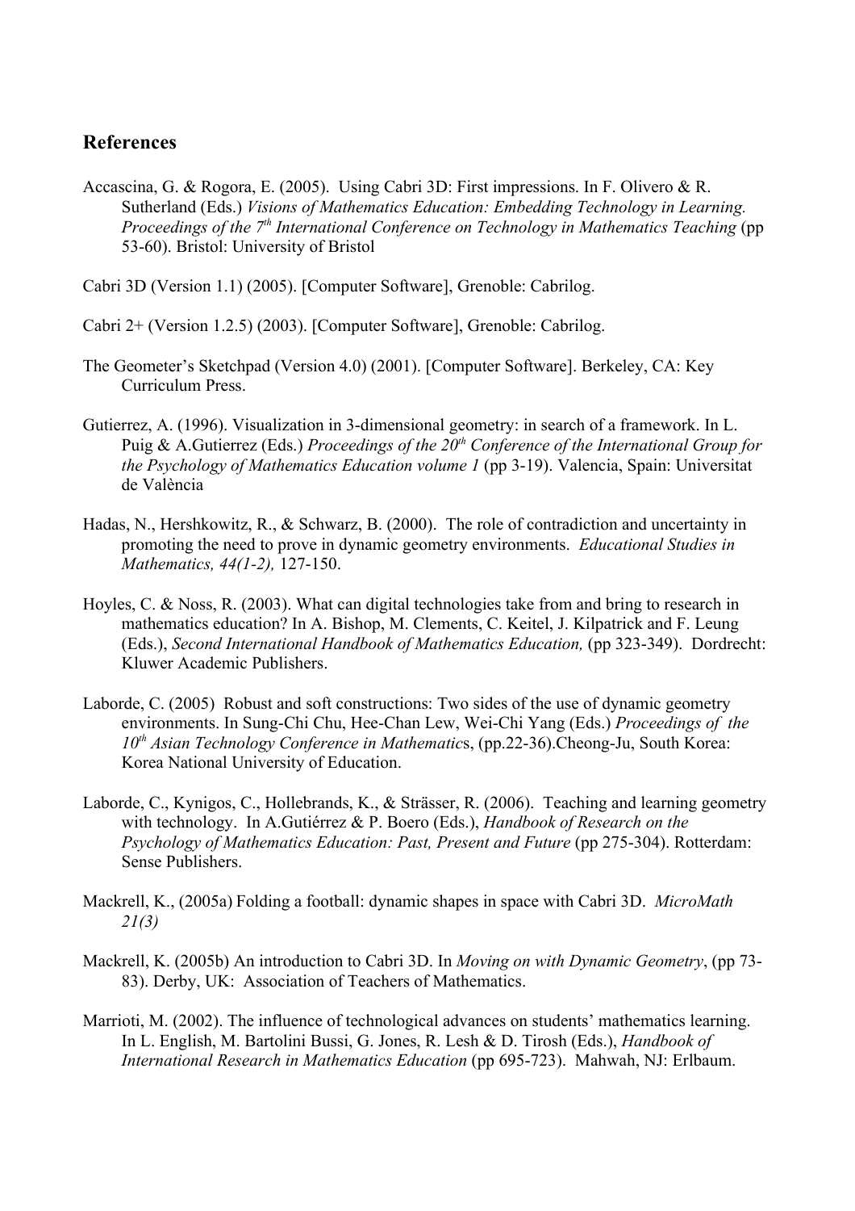## References

Accascina, G. & Rogora, E. (2005). Using Cabri 3D: First impressions. In F. Olivero & R. Sutherland (Eds.) *Visions of Mathematics Education: Embedding Technology in Learning. Proceedings of the 7th International Conference on Technology in Mathematics Teaching* (pp 53-60). Bristol: University of Bristol

Cabri 3D (Version 1.1) (2005). [Computer Software], Grenoble: Cabrilog.

Cabri 2+ (Version 1.2.5) (2003). [Computer Software], Grenoble: Cabrilog.

The Geometer's Sketchpad (Version 4.0) (2001). [Computer Software]. Berkeley, CA: Key Curriculum Press.

Gutierrez, A. (1996). Visualization in 3-dimensional geometry: in search of a framework. In L. Puig & A.Gutierrez (Eds.) *Proceedings of the 20th Conference of the International Group for the Psychology of Mathematics Education volume 1* (pp 3-19). Valencia, Spain: Universitat de València

Hadas, N., Hershkowitz, R., & Schwarz, B. (2000). The role of contradiction and uncertainty in promoting the need to prove in dynamic geometry environments. *Educational Studies in Mathematics, 44(1-2),* 127-150.

Hoyles, C. & Noss, R. (2003). What can digital technologies take from and bring to research in mathematics education? In A. Bishop, M. Clements, C. Keitel, J. Kilpatrick and F. Leung (Eds.), *Second International Handbook of Mathematics Education,* (pp 323-349). Dordrecht: Kluwer Academic Publishers.

Laborde, C. (2005) Robust and soft constructions: Two sides of the use of dynamic geometry environments. In Sung-Chi Chu, Hee-Chan Lew, Wei-Chi Yang (Eds.) *Proceedings of the 10th Asian Technology Conference in Mathematic*s, (pp.22-36).Cheong-Ju, South Korea: Korea National University of Education.

Laborde, C., Kynigos, C., Hollebrands, K., & Strässer, R. (2006). Teaching and learning geometry with technology. In A.Gutiérrez & P. Boero (Eds.), *Handbook of Research on the Psychology of Mathematics Education: Past, Present and Future* (pp 275-304). Rotterdam: Sense Publishers.

Mackrell, K., (2005a) Folding a football: dynamic shapes in space with Cabri 3D. *MicroMath 21(3)*

Mackrell, K. (2005b) An introduction to Cabri 3D. In *Moving on with Dynamic Geometry*, (pp 73-83). Derby, UK: Association of Teachers of Mathematics.

Marrioti, M. (2002). The influence of technological advances on students' mathematics learning. In L. English, M. Bartolini Bussi, G. Jones, R. Lesh & D. Tirosh (Eds.), *Handbook of International Research in Mathematics Education* (pp 695-723). Mahwah, NJ: Erlbaum.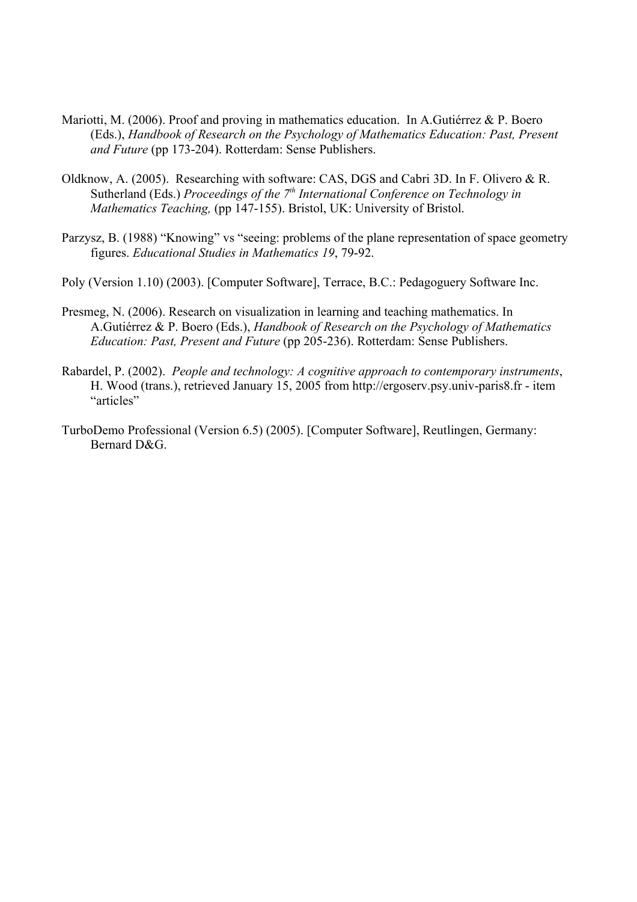Mariotti, M. (2006). Proof and proving in mathematics education. In A.Gutiérrez & P. Boero (Eds.), *Handbook of Research on the Psychology of Mathematics Education: Past, Present and Future* (pp 173-204). Rotterdam: Sense Publishers.

Oldknow, A. (2005). Researching with software: CAS, DGS and Cabri 3D. In F. Olivero & R. Sutherland (Eds.) *Proceedings of the 7th International Conference on Technology in Mathematics Teaching,* (pp 147-155). Bristol, UK: University of Bristol.

Parzysz, B. (1988) "Knowing" vs "seeing: problems of the plane representation of space geometry figures. *Educational Studies in Mathematics 19*, 79-92.

Poly (Version 1.10) (2003). [Computer Software], Terrace, B.C.: Pedagoguery Software Inc.

Presmeg, N. (2006). Research on visualization in learning and teaching mathematics. In A.Gutiérrez & P. Boero (Eds.), *Handbook of Research on the Psychology of Mathematics Education: Past, Present and Future* (pp 205-236). Rotterdam: Sense Publishers.

Rabardel, P. (2002). *People and technology: A cognitive approach to contemporary instruments*, H. Wood (trans.), retrieved January 15, 2005 from http://ergoserv.psy.univ-paris8.fr - item "articles"

TurboDemo Professional (Version 6.5) (2005). [Computer Software], Reutlingen, Germany: Bernard D&G.